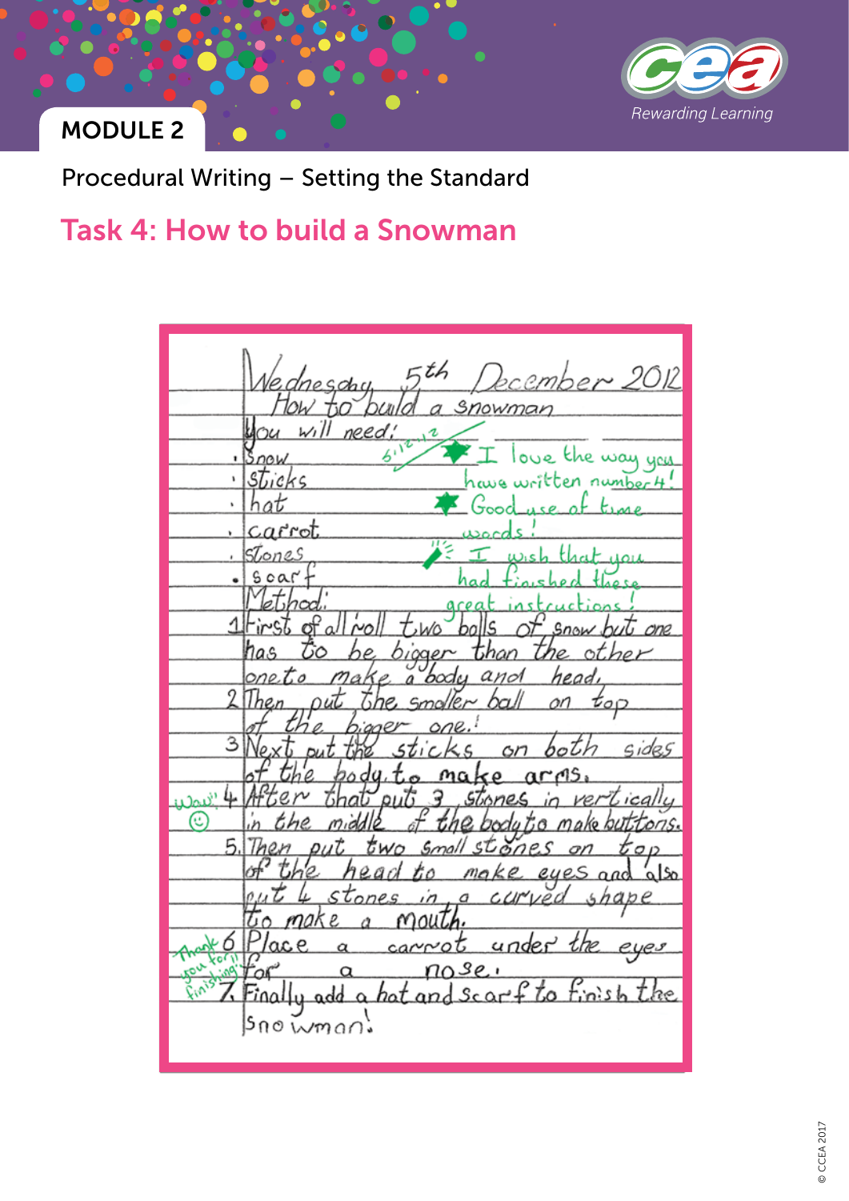MODULE 2

Procedural Writing – Setting the Standard

## Task 4: How to build a Snowman

Wednesday 5th December 2012

How to build a snowman

You will need:

- Snow
- sticks
- hat
- carrot
- Stones
- scarf

6/12/12

★ I love the way you have written number 4! ★ Good use of time words! I wish that you had finished these great instructions!

Method:

1. First of all roll two balls of snow but one has to be bigger than the other one to make a body and head.
2. Then put the smaller ball on top of the bigger one.
3. Next put the sticks on both sides of the body to make arms.
4. After that put 3 stones in vertically in the middle of the body to make buttons. *(Wow! ☺)*
5. Then put two small stones on top of the head to make eyes and also put 4 stones in a curved shape to make a mouth.
6. Place a carrot under the eyes for a nose. *(Thank you for finishing!)*
7. Finally add a hat and scarf to finish the snowman!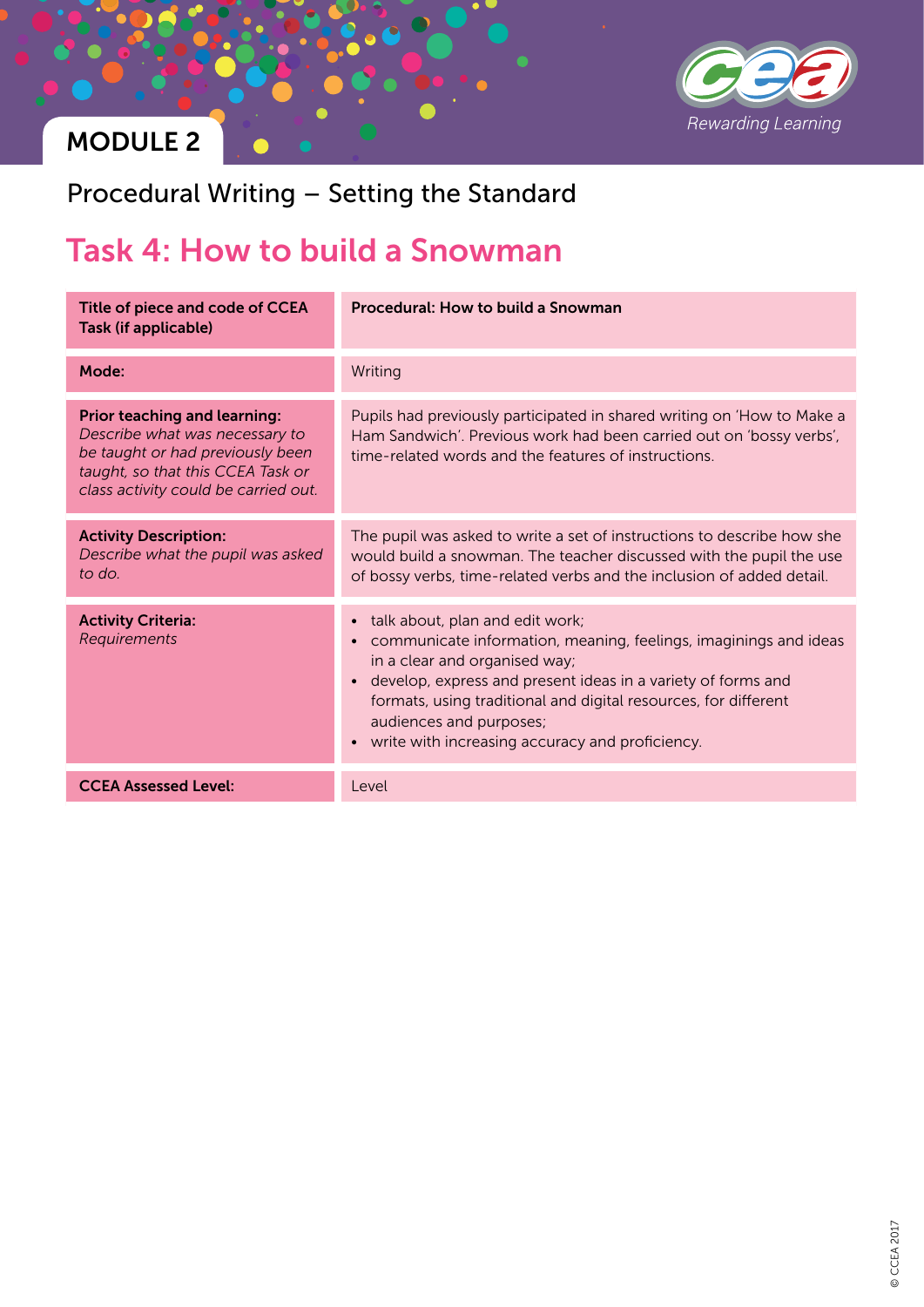MODULE 2

Procedural Writing – Setting the Standard

# Task 4: How to build a Snowman

| **Title of piece and code of CCEA Task (if applicable)** | **Procedural: How to build a Snowman** |
|---|---|
| **Mode:** | Writing |
| **Prior teaching and learning:** *Describe what was necessary to be taught or had previously been taught, so that this CCEA Task or class activity could be carried out.* | Pupils had previously participated in shared writing on 'How to Make a Ham Sandwich'. Previous work had been carried out on 'bossy verbs', time-related words and the features of instructions. |
| **Activity Description:** *Describe what the pupil was asked to do.* | The pupil was asked to write a set of instructions to describe how she would build a snowman. The teacher discussed with the pupil the use of bossy verbs, time-related verbs and the inclusion of added detail. |
| **Activity Criteria:** *Requirements* | • talk about, plan and edit work;<br>• communicate information, meaning, feelings, imaginings and ideas in a clear and organised way;<br>• develop, express and present ideas in a variety of forms and formats, using traditional and digital resources, for different audiences and purposes;<br>• write with increasing accuracy and proficiency. |
| **CCEA Assessed Level:** | Level |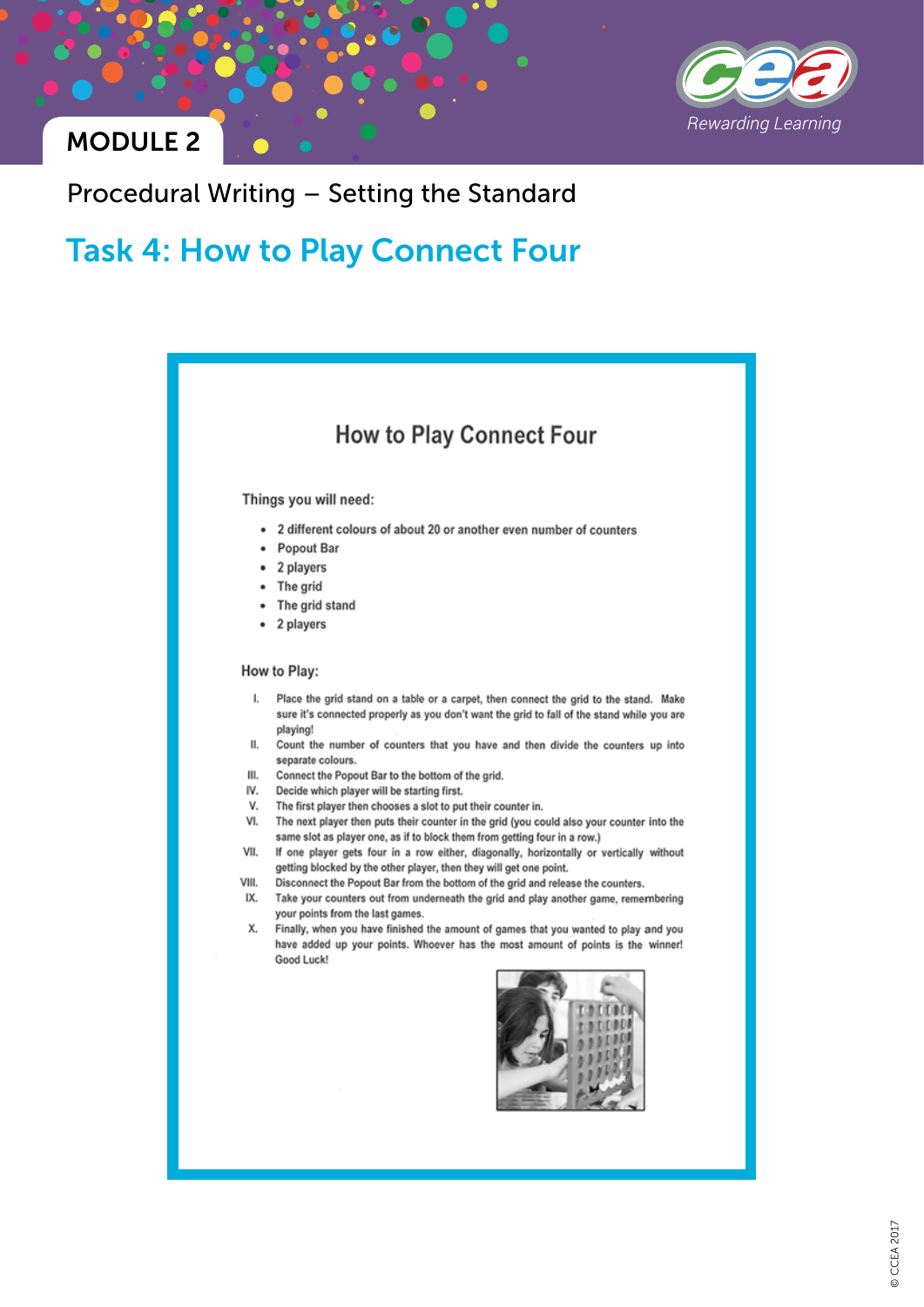# MODULE 2

Procedural Writing – Setting the Standard

## Task 4: How to Play Connect Four

### How to Play Connect Four

**Things you will need:**

- 2 different colours of about 20 or another even number of counters
- Popout Bar
- 2 players
- The grid
- The grid stand
- 2 players

**How to Play:**

I. Place the grid stand on a table or a carpet, then connect the grid to the stand. Make sure it's connected properly as you don't want the grid to fall of the stand while you are playing!

II. Count the number of counters that you have and then divide the counters up into separate colours.

III. Connect the Popout Bar to the bottom of the grid.

IV. Decide which player will be starting first.

V. The first player then chooses a slot to put their counter in.

VI. The next player then puts their counter in the grid (you could also your counter into the same slot as player one, as if to block them from getting four in a row.)

VII. If one player gets four in a row either, diagonally, horizontally or vertically without getting blocked by the other player, then they will get one point.

VIII. Disconnect the Popout Bar from the bottom of the grid and release the counters.

IX. Take your counters out from underneath the grid and play another game, remembering your points from the last games.

X. Finally, when you have finished the amount of games that you wanted to play and you have added up your points. Whoever has the most amount of points is the winner! Good Luck!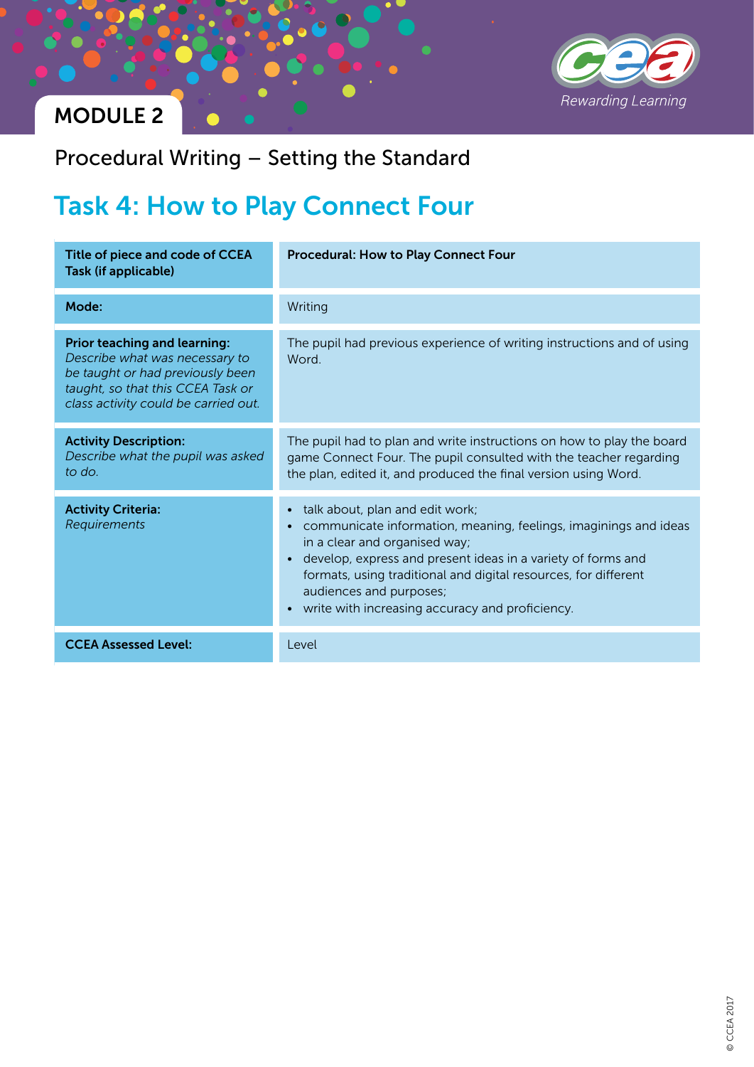MODULE 2

Procedural Writing – Setting the Standard

# Task 4: How to Play Connect Four

| **Title of piece and code of CCEA Task (if applicable)** | **Procedural: How to Play Connect Four** |
|---|---|
| **Mode:** | Writing |
| **Prior teaching and learning:** *Describe what was necessary to be taught or had previously been taught, so that this CCEA Task or class activity could be carried out.* | The pupil had previous experience of writing instructions and of using Word. |
| **Activity Description:** *Describe what the pupil was asked to do.* | The pupil had to plan and write instructions on how to play the board game Connect Four. The pupil consulted with the teacher regarding the plan, edited it, and produced the final version using Word. |
| **Activity Criteria:** *Requirements* | • talk about, plan and edit work;<br>• communicate information, meaning, feelings, imaginings and ideas in a clear and organised way;<br>• develop, express and present ideas in a variety of forms and formats, using traditional and digital resources, for different audiences and purposes;<br>• write with increasing accuracy and proficiency. |
| **CCEA Assessed Level:** | Level |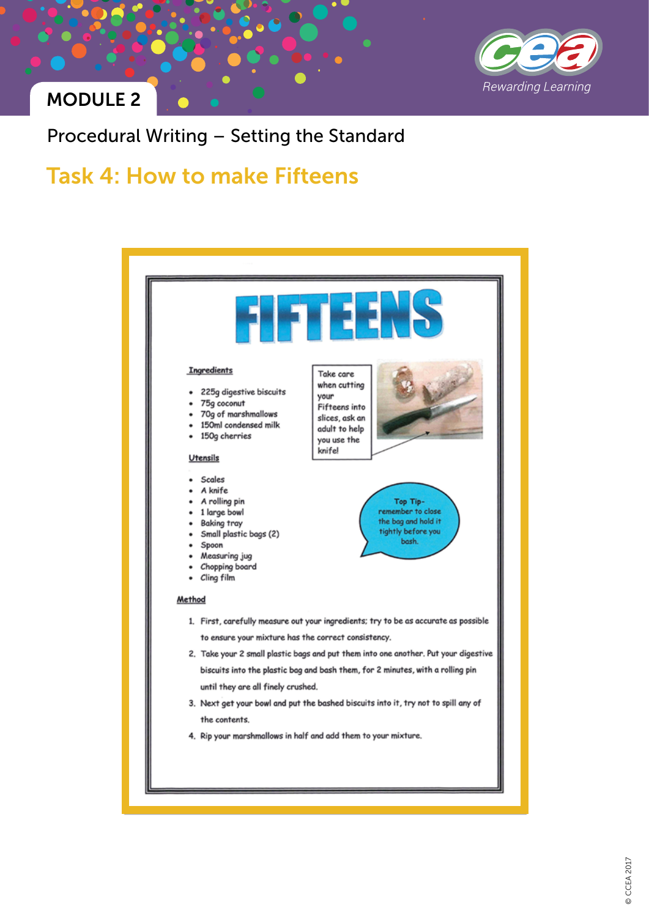MODULE 2

Procedural Writing – Setting the Standard

## Task 4: How to make Fifteens

# FIFTEENS

**Ingredients**

- 225g digestive biscuits
- 75g coconut
- 70g of marshmallows
- 150ml condensed milk
- 150g cherries

Take care when cutting your Fifteens into slices, ask an adult to help you use the knife!

**Utensils**

- Scales
- A knife
- A rolling pin
- 1 large bowl
- Baking tray
- Small plastic bags (2)
- Spoon
- Measuring jug
- Chopping board
- Cling film

Top Tip- remember to close the bag and hold it tightly before you bash.

**Method**

1. First, carefully measure out your ingredients; try to be as accurate as possible to ensure your mixture has the correct consistency.
2. Take your 2 small plastic bags and put them into one another. Put your digestive biscuits into the plastic bag and bash them, for 2 minutes, with a rolling pin until they are all finely crushed.
3. Next get your bowl and put the bashed biscuits into it, try not to spill any of the contents.
4. Rip your marshmallows in half and add them to your mixture.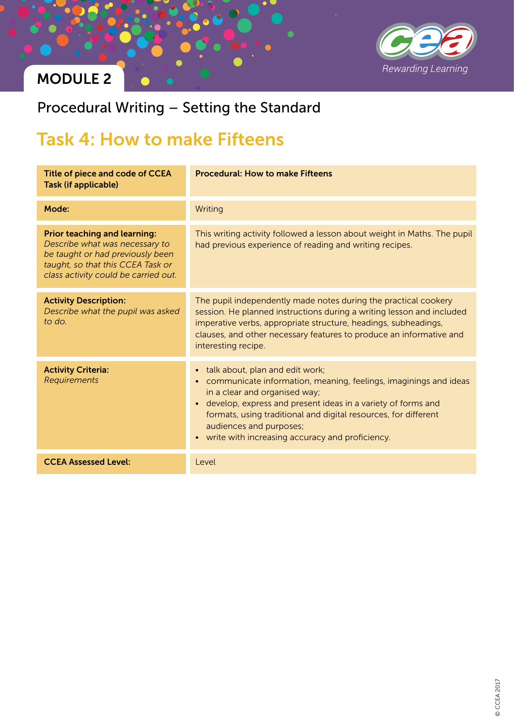MODULE 2

Procedural Writing – Setting the Standard

# Task 4: How to make Fifteens

| | |
|---|---|
| **Title of piece and code of CCEA Task (if applicable)** | **Procedural: How to make Fifteens** |
| **Mode:** | Writing |
| **Prior teaching and learning:** *Describe what was necessary to be taught or had previously been taught, so that this CCEA Task or class activity could be carried out.* | This writing activity followed a lesson about weight in Maths. The pupil had previous experience of reading and writing recipes. |
| **Activity Description:** *Describe what the pupil was asked to do.* | The pupil independently made notes during the practical cookery session. He planned instructions during a writing lesson and included imperative verbs, appropriate structure, headings, subheadings, clauses, and other necessary features to produce an informative and interesting recipe. |
| **Activity Criteria:** *Requirements* | • talk about, plan and edit work;<br>• communicate information, meaning, feelings, imaginings and ideas in a clear and organised way;<br>• develop, express and present ideas in a variety of forms and formats, using traditional and digital resources, for different audiences and purposes;<br>• write with increasing accuracy and proficiency. |
| **CCEA Assessed Level:** | Level |